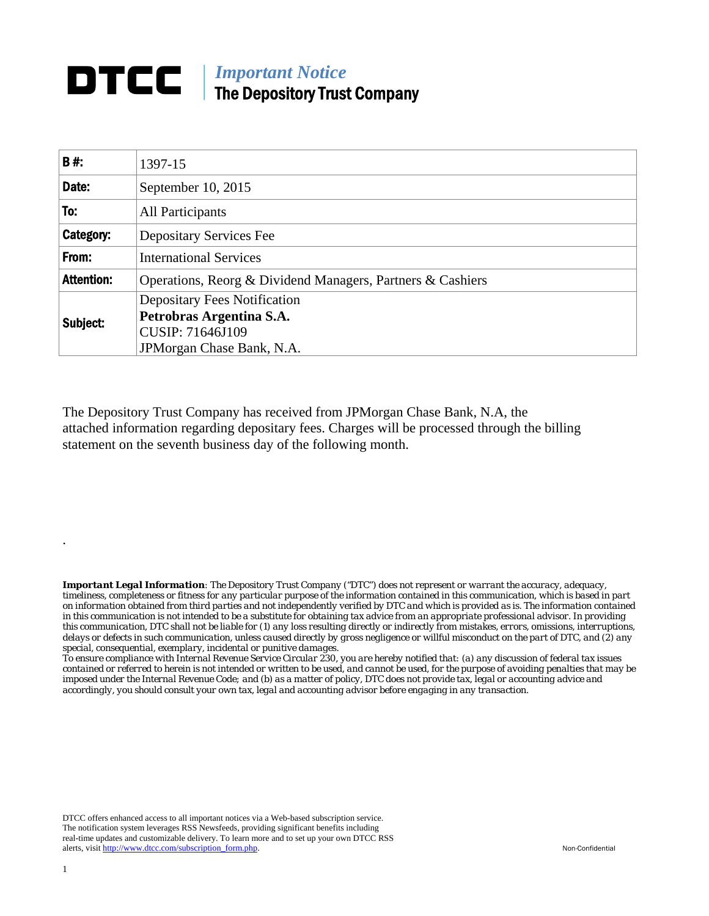# DTCC | *Important Notice*
## The Depository Trust Company

| | |
|---|---|
| **B #:** | 1397-15 |
| **Date:** | September 10, 2015 |
| **To:** | All Participants |
| **Category:** | Depositary Services Fee |
| **From:** | International Services |
| **Attention:** | Operations, Reorg & Dividend Managers, Partners & Cashiers |
| **Subject:** | Depositary Fees Notification<br>**Petrobras Argentina S.A.**<br>CUSIP: 71646J109<br>JPMorgan Chase Bank, N.A. |

The Depository Trust Company has received from JPMorgan Chase Bank, N.A, the attached information regarding depositary fees. Charges will be processed through the billing statement on the seventh business day of the following month.

.

***Important Legal Information**: The Depository Trust Company ("DTC") does not represent or warrant the accuracy, adequacy, timeliness, completeness or fitness for any particular purpose of the information contained in this communication, which is based in part on information obtained from third parties and not independently verified by DTC and which is provided as is. The information contained in this communication is not intended to be a substitute for obtaining tax advice from an appropriate professional advisor. In providing this communication, DTC shall not be liable for (1) any loss resulting directly or indirectly from mistakes, errors, omissions, interruptions, delays or defects in such communication, unless caused directly by gross negligence or willful misconduct on the part of DTC, and (2) any special, consequential, exemplary, incidental or punitive damages.*

*To ensure compliance with Internal Revenue Service Circular 230, you are hereby notified that: (a) any discussion of federal tax issues contained or referred to herein is not intended or written to be used, and cannot be used, for the purpose of avoiding penalties that may be imposed under the Internal Revenue Code; and (b) as a matter of policy, DTC does not provide tax, legal or accounting advice and accordingly, you should consult your own tax, legal and accounting advisor before engaging in any transaction.*

DTCC offers enhanced access to all important notices via a Web-based subscription service. The notification system leverages RSS Newsfeeds, providing significant benefits including real-time updates and customizable delivery. To learn more and to set up your own DTCC RSS alerts, visit http://www.dtcc.com/subscription_form.php.

Non-Confidential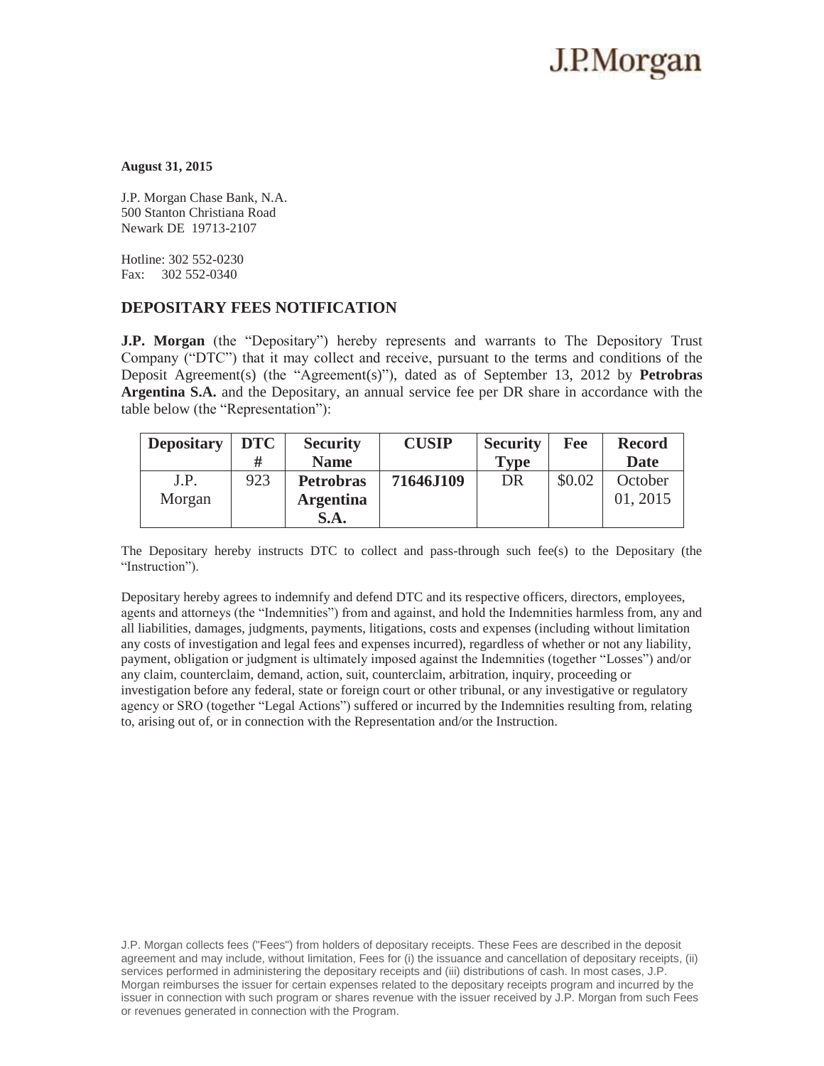J.P.Morgan

**August 31, 2015**

J.P. Morgan Chase Bank, N.A.
500 Stanton Christiana Road
Newark DE 19713-2107

Hotline: 302 552-0230
Fax: 302 552-0340

## DEPOSITARY FEES NOTIFICATION

**J.P. Morgan** (the "Depositary") hereby represents and warrants to The Depository Trust Company ("DTC") that it may collect and receive, pursuant to the terms and conditions of the Deposit Agreement(s) (the "Agreement(s)"), dated as of September 13, 2012 by **Petrobras Argentina S.A.** and the Depositary, an annual service fee per DR share in accordance with the table below (the "Representation"):

| Depositary | DTC # | Security Name | CUSIP | Security Type | Fee | Record Date |
|---|---|---|---|---|---|---|
| J.P. Morgan | 923 | **Petrobras Argentina S.A.** | **71646J109** | DR | \$0.02 | October 01, 2015 |

The Depositary hereby instructs DTC to collect and pass-through such fee(s) to the Depositary (the "Instruction").

Depositary hereby agrees to indemnify and defend DTC and its respective officers, directors, employees, agents and attorneys (the "Indemnities") from and against, and hold the Indemnities harmless from, any and all liabilities, damages, judgments, payments, litigations, costs and expenses (including without limitation any costs of investigation and legal fees and expenses incurred), regardless of whether or not any liability, payment, obligation or judgment is ultimately imposed against the Indemnities (together "Losses") and/or any claim, counterclaim, demand, action, suit, counterclaim, arbitration, inquiry, proceeding or investigation before any federal, state or foreign court or other tribunal, or any investigative or regulatory agency or SRO (together "Legal Actions") suffered or incurred by the Indemnities resulting from, relating to, arising out of, or in connection with the Representation and/or the Instruction.

J.P. Morgan collects fees ("Fees") from holders of depositary receipts. These Fees are described in the deposit agreement and may include, without limitation, Fees for (i) the issuance and cancellation of depositary receipts, (ii) services performed in administering the depositary receipts and (iii) distributions of cash. In most cases, J.P. Morgan reimburses the issuer for certain expenses related to the depositary receipts program and incurred by the issuer in connection with such program or shares revenue with the issuer received by J.P. Morgan from such Fees or revenues generated in connection with the Program.